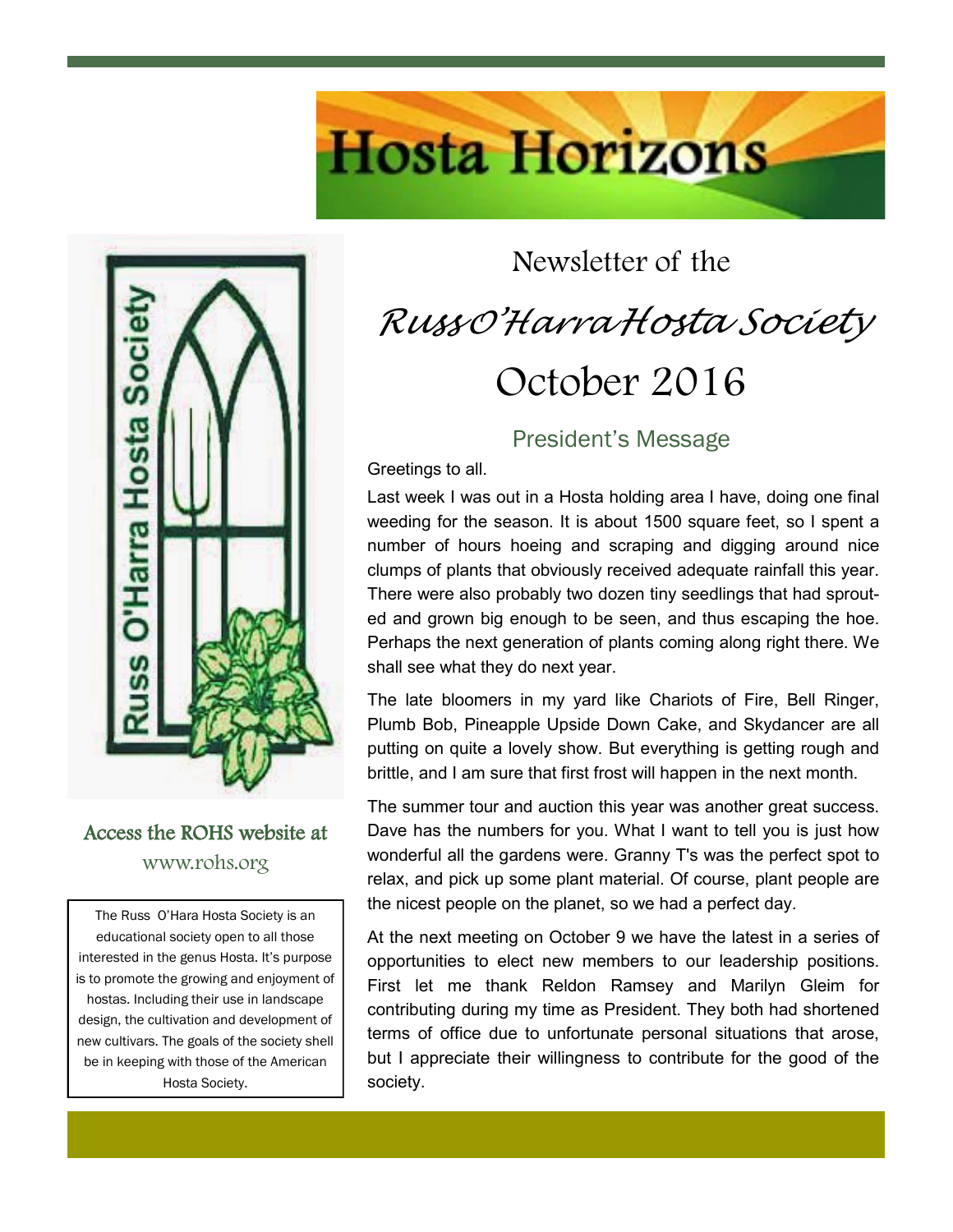# Hosta Horizons

Newsletter of the

## *RussO'HarraHosta Society*

## October 2016

Access the ROHS website at
www.rohs.org

The Russ O'Hara Hosta Society is an educational society open to all those interested in the genus Hosta. It's purpose is to promote the growing and enjoyment of hostas. Including their use in landscape design, the cultivation and development of new cultivars. The goals of the society shell be in keeping with those of the American Hosta Society.

### President's Message

Greetings to all.

Last week I was out in a Hosta holding area I have, doing one final weeding for the season. It is about 1500 square feet, so I spent a number of hours hoeing and scraping and digging around nice clumps of plants that obviously received adequate rainfall this year. There were also probably two dozen tiny seedlings that had sprouted and grown big enough to be seen, and thus escaping the hoe. Perhaps the next generation of plants coming along right there. We shall see what they do next year.

The late bloomers in my yard like Chariots of Fire, Bell Ringer, Plumb Bob, Pineapple Upside Down Cake, and Skydancer are all putting on quite a lovely show. But everything is getting rough and brittle, and I am sure that first frost will happen in the next month.

The summer tour and auction this year was another great success. Dave has the numbers for you. What I want to tell you is just how wonderful all the gardens were. Granny T's was the perfect spot to relax, and pick up some plant material. Of course, plant people are the nicest people on the planet, so we had a perfect day.

At the next meeting on October 9 we have the latest in a series of opportunities to elect new members to our leadership positions. First let me thank Reldon Ramsey and Marilyn Gleim for contributing during my time as President. They both had shortened terms of office due to unfortunate personal situations that arose, but I appreciate their willingness to contribute for the good of the society.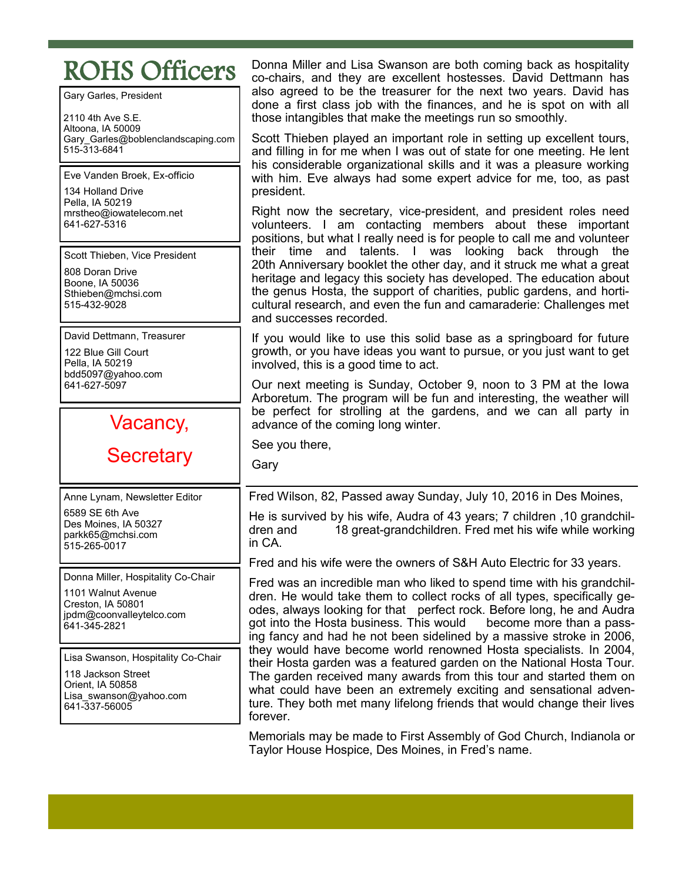# ROHS Officers

Gary Garles, President

2110 4th Ave S.E.
Altoona, IA 50009
Gary_Garles@boblenclandscaping.com
515-313-6841

Eve Vanden Broek, Ex-officio

134 Holland Drive
Pella, IA 50219
mrstheo@iowatelecom.net
641-627-5316

Scott Thieben, Vice President

808 Doran Drive
Boone, IA 50036
Sthieben@mchsi.com
515-432-9028

David Dettmann, Treasurer

122 Blue Gill Court
Pella, IA 50219
bdd5097@yahoo.com
641-627-5097

Vacancy, Secretary

Anne Lynam, Newsletter Editor

6589 SE 6th Ave
Des Moines, IA 50327
parkk65@mchsi.com
515-265-0017

Donna Miller, Hospitality Co-Chair

1101 Walnut Avenue
Creston, IA 50801
jpdm@coonvalleytelco.com
641-345-2821

Lisa Swanson, Hospitality Co-Chair

118 Jackson Street
Orient, IA 50858
Lisa_swanson@yahoo.com
641-337-56005

Donna Miller and Lisa Swanson are both coming back as hospitality co-chairs, and they are excellent hostesses. David Dettmann has also agreed to be the treasurer for the next two years. David has done a first class job with the finances, and he is spot on with all those intangibles that make the meetings run so smoothly.

Scott Thieben played an important role in setting up excellent tours, and filling in for me when I was out of state for one meeting. He lent his considerable organizational skills and it was a pleasure working with him. Eve always had some expert advice for me, too, as past president.

Right now the secretary, vice-president, and president roles need volunteers. I am contacting members about these important positions, but what I really need is for people to call me and volunteer their time and talents. I was looking back through the 20th Anniversary booklet the other day, and it struck me what a great heritage and legacy this society has developed. The education about the genus Hosta, the support of charities, public gardens, and horticultural research, and even the fun and camaraderie: Challenges met and successes recorded.

If you would like to use this solid base as a springboard for future growth, or you have ideas you want to pursue, or you just want to get involved, this is a good time to act.

Our next meeting is Sunday, October 9, noon to 3 PM at the Iowa Arboretum. The program will be fun and interesting, the weather will be perfect for strolling at the gardens, and we can all party in advance of the coming long winter.

See you there,

Gary

---

Fred Wilson, 82, Passed away Sunday, July 10, 2016 in Des Moines,

He is survived by his wife, Audra of 43 years; 7 children ,10 grandchildren and 18 great-grandchildren. Fred met his wife while working in CA.

Fred and his wife were the owners of S&H Auto Electric for 33 years.

Fred was an incredible man who liked to spend time with his grandchildren. He would take them to collect rocks of all types, specifically geodes, always looking for that perfect rock. Before long, he and Audra got into the Hosta business. This would become more than a passing fancy and had he not been sidelined by a massive stroke in 2006, they would have become world renowned Hosta specialists. In 2004, their Hosta garden was a featured garden on the National Hosta Tour. The garden received many awards from this tour and started them on what could have been an extremely exciting and sensational adventure. They both met many lifelong friends that would change their lives forever.

Memorials may be made to First Assembly of God Church, Indianola or Taylor House Hospice, Des Moines, in Fred's name.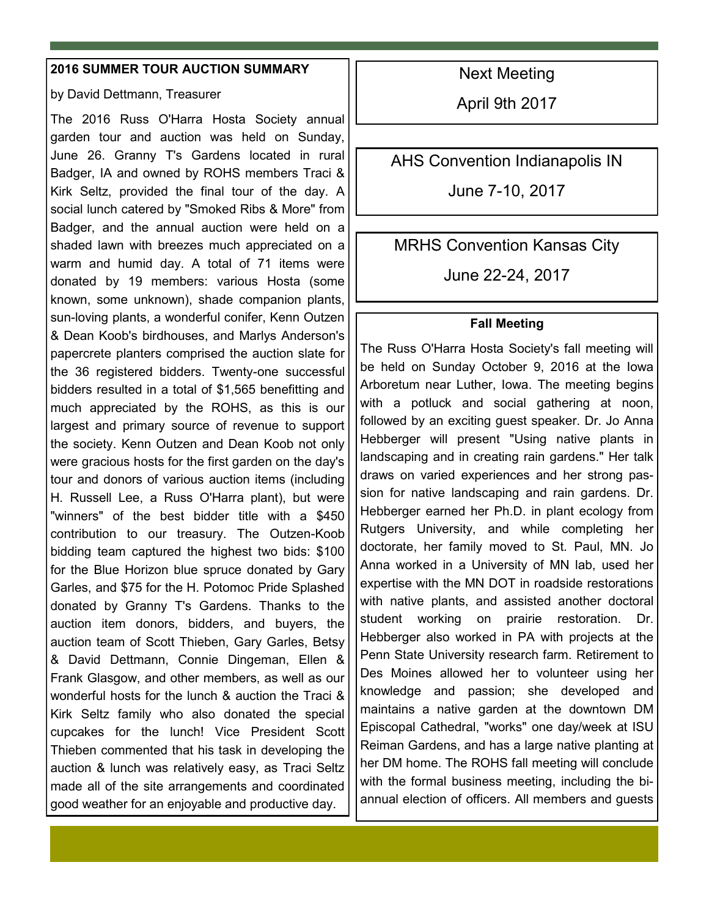## 2016 SUMMER TOUR AUCTION SUMMARY

by David Dettmann, Treasurer

The 2016 Russ O'Harra Hosta Society annual garden tour and auction was held on Sunday, June 26. Granny T's Gardens located in rural Badger, IA and owned by ROHS members Traci & Kirk Seltz, provided the final tour of the day. A social lunch catered by "Smoked Ribs & More" from Badger, and the annual auction were held on a shaded lawn with breezes much appreciated on a warm and humid day. A total of 71 items were donated by 19 members: various Hosta (some known, some unknown), shade companion plants, sun-loving plants, a wonderful conifer, Kenn Outzen & Dean Koob's birdhouses, and Marlys Anderson's papercrete planters comprised the auction slate for the 36 registered bidders. Twenty-one successful bidders resulted in a total of $1,565 benefitting and much appreciated by the ROHS, as this is our largest and primary source of revenue to support the society. Kenn Outzen and Dean Koob not only were gracious hosts for the first garden on the day's tour and donors of various auction items (including H. Russell Lee, a Russ O'Harra plant), but were "winners" of the best bidder title with a $450 contribution to our treasury. The Outzen-Koob bidding team captured the highest two bids: $100 for the Blue Horizon blue spruce donated by Gary Garles, and $75 for the H. Potomoc Pride Splashed donated by Granny T's Gardens. Thanks to the auction item donors, bidders, and buyers, the auction team of Scott Thieben, Gary Garles, Betsy & David Dettmann, Connie Dingeman, Ellen & Frank Glasgow, and other members, as well as our wonderful hosts for the lunch & auction the Traci & Kirk Seltz family who also donated the special cupcakes for the lunch! Vice President Scott Thieben commented that his task in developing the auction & lunch was relatively easy, as Traci Seltz made all of the site arrangements and coordinated good weather for an enjoyable and productive day.

Next Meeting

April 9th 2017

AHS Convention Indianapolis IN

June 7-10, 2017

MRHS Convention Kansas City

June 22-24, 2017

**Fall Meeting**

The Russ O'Harra Hosta Society's fall meeting will be held on Sunday October 9, 2016 at the Iowa Arboretum near Luther, Iowa. The meeting begins with a potluck and social gathering at noon, followed by an exciting guest speaker. Dr. Jo Anna Hebberger will present "Using native plants in landscaping and in creating rain gardens." Her talk draws on varied experiences and her strong passion for native landscaping and rain gardens. Dr. Hebberger earned her Ph.D. in plant ecology from Rutgers University, and while completing her doctorate, her family moved to St. Paul, MN. Jo Anna worked in a University of MN lab, used her expertise with the MN DOT in roadside restorations with native plants, and assisted another doctoral student working on prairie restoration. Dr. Hebberger also worked in PA with projects at the Penn State University research farm. Retirement to Des Moines allowed her to volunteer using her knowledge and passion; she developed and maintains a native garden at the downtown DM Episcopal Cathedral, "works" one day/week at ISU Reiman Gardens, and has a large native planting at her DM home. The ROHS fall meeting will conclude with the formal business meeting, including the bi-annual election of officers. All members and guests